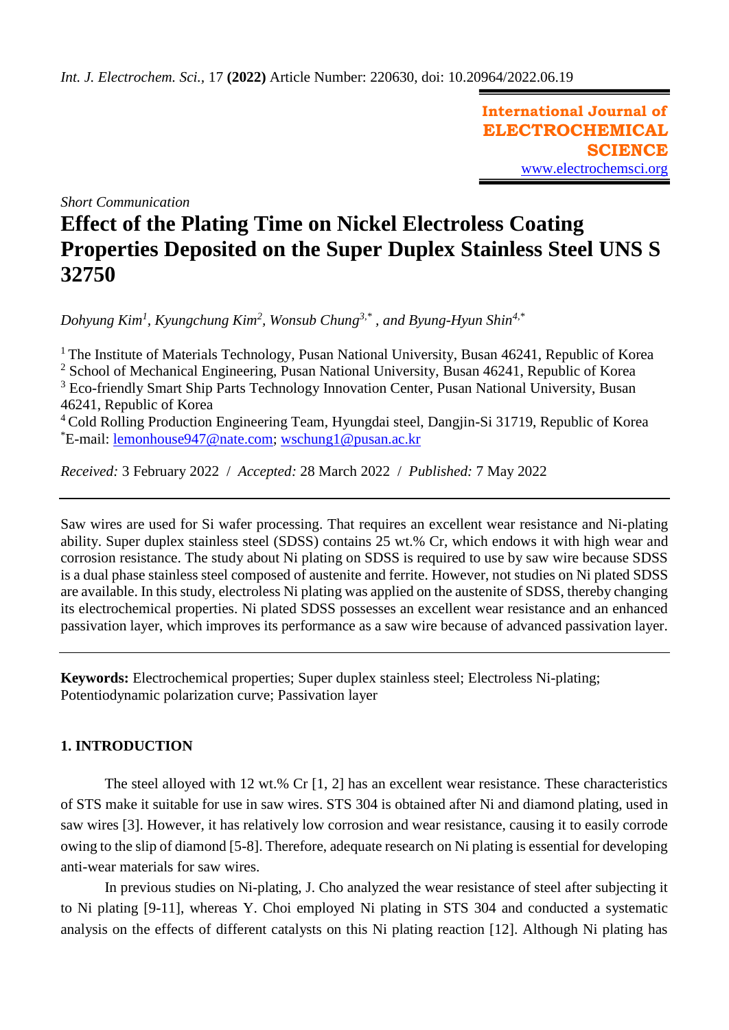*Int. J. Electrochem. Sci.*, 17 **(2022)** Article Number: 220630, doi: 10.20964/2022.06.19

**International Journal of ELECTROCHEMICAL SCIENCE**
www.electrochemsci.org

*Short Communication*

# Effect of the Plating Time on Nickel Electroless Coating Properties Deposited on the Super Duplex Stainless Steel UNS S 32750

*Dohyung Kim[1], Kyungchung Kim[2], Wonsub Chung[3,*], and Byung-Hyun Shin[4,*]*

[1] The Institute of Materials Technology, Pusan National University, Busan 46241, Republic of Korea
[2] School of Mechanical Engineering, Pusan National University, Busan 46241, Republic of Korea
[3] Eco-friendly Smart Ship Parts Technology Innovation Center, Pusan National University, Busan 46241, Republic of Korea
[4] Cold Rolling Production Engineering Team, Hyungdai steel, Dangjin-Si 31719, Republic of Korea
[*]E-mail: lemonhouse947@nate.com; wschung1@pusan.ac.kr

*Received:* 3 February 2022 / *Accepted:* 28 March 2022 / *Published:* 7 May 2022

Saw wires are used for Si wafer processing. That requires an excellent wear resistance and Ni-plating ability. Super duplex stainless steel (SDSS) contains 25 wt.% Cr, which endows it with high wear and corrosion resistance. The study about Ni plating on SDSS is required to use by saw wire because SDSS is a dual phase stainless steel composed of austenite and ferrite. However, not studies on Ni plated SDSS are available. In this study, electroless Ni plating was applied on the austenite of SDSS, thereby changing its electrochemical properties. Ni plated SDSS possesses an excellent wear resistance and an enhanced passivation layer, which improves its performance as a saw wire because of advanced passivation layer.

**Keywords:** Electrochemical properties; Super duplex stainless steel; Electroless Ni-plating; Potentiodynamic polarization curve; Passivation layer

## 1. INTRODUCTION

The steel alloyed with 12 wt.% Cr [1, 2] has an excellent wear resistance. These characteristics of STS make it suitable for use in saw wires. STS 304 is obtained after Ni and diamond plating, used in saw wires [3]. However, it has relatively low corrosion and wear resistance, causing it to easily corrode owing to the slip of diamond [5-8]. Therefore, adequate research on Ni plating is essential for developing anti-wear materials for saw wires.

In previous studies on Ni-plating, J. Cho analyzed the wear resistance of steel after subjecting it to Ni plating [9-11], whereas Y. Choi employed Ni plating in STS 304 and conducted a systematic analysis on the effects of different catalysts on this Ni plating reaction [12]. Although Ni plating has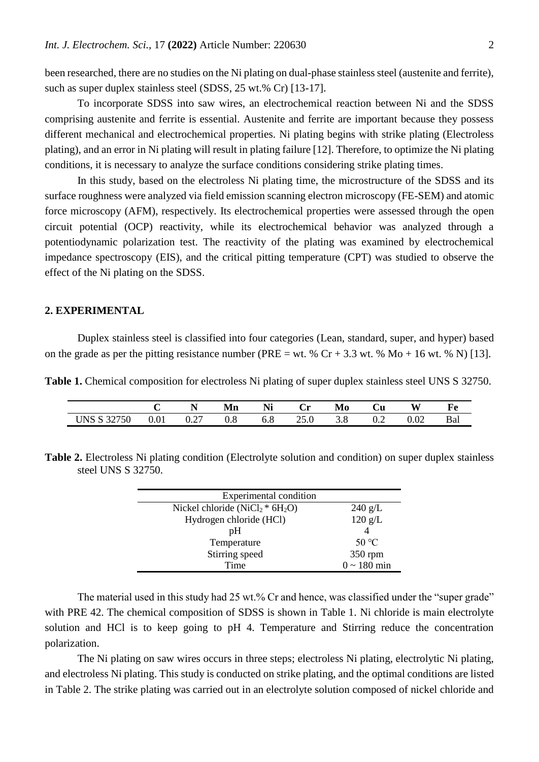been researched, there are no studies on the Ni plating on dual-phase stainless steel (austenite and ferrite), such as super duplex stainless steel (SDSS, 25 wt.% Cr) [13-17].

To incorporate SDSS into saw wires, an electrochemical reaction between Ni and the SDSS comprising austenite and ferrite is essential. Austenite and ferrite are important because they possess different mechanical and electrochemical properties. Ni plating begins with strike plating (Electroless plating), and an error in Ni plating will result in plating failure [12]. Therefore, to optimize the Ni plating conditions, it is necessary to analyze the surface conditions considering strike plating times.

In this study, based on the electroless Ni plating time, the microstructure of the SDSS and its surface roughness were analyzed via field emission scanning electron microscopy (FE-SEM) and atomic force microscopy (AFM), respectively. Its electrochemical properties were assessed through the open circuit potential (OCP) reactivity, while its electrochemical behavior was analyzed through a potentiodynamic polarization test. The reactivity of the plating was examined by electrochemical impedance spectroscopy (EIS), and the critical pitting temperature (CPT) was studied to observe the effect of the Ni plating on the SDSS.

## 2. EXPERIMENTAL

Duplex stainless steel is classified into four categories (Lean, standard, super, and hyper) based on the grade as per the pitting resistance number (PRE = wt. % Cr + 3.3 wt. % Mo + 16 wt. % N) [13].

**Table 1.** Chemical composition for electroless Ni plating of super duplex stainless steel UNS S 32750.

| | C | N | Mn | Ni | Cr | Mo | Cu | W | Fe |
|---|---|---|---|---|---|---|---|---|---|
| UNS S 32750 | 0.01 | 0.27 | 0.8 | 6.8 | 25.0 | 3.8 | 0.2 | 0.02 | Bal |

**Table 2.** Electroless Ni plating condition (Electrolyte solution and condition) on super duplex stainless steel UNS S 32750.

| Experimental condition | |
|---|---|
| Nickel chloride ($NiCl_2 * 6H_2O$) | 240 g/L |
| Hydrogen chloride (HCl) | 120 g/L |
| pH | 4 |
| Temperature | 50 ℃ |
| Stirring speed | 350 rpm |
| Time | 0 ~ 180 min |

The material used in this study had 25 wt.% Cr and hence, was classified under the "super grade" with PRE 42. The chemical composition of SDSS is shown in Table 1. Ni chloride is main electrolyte solution and HCl is to keep going to pH 4. Temperature and Stirring reduce the concentration polarization.

The Ni plating on saw wires occurs in three steps; electroless Ni plating, electrolytic Ni plating, and electroless Ni plating. This study is conducted on strike plating, and the optimal conditions are listed in Table 2. The strike plating was carried out in an electrolyte solution composed of nickel chloride and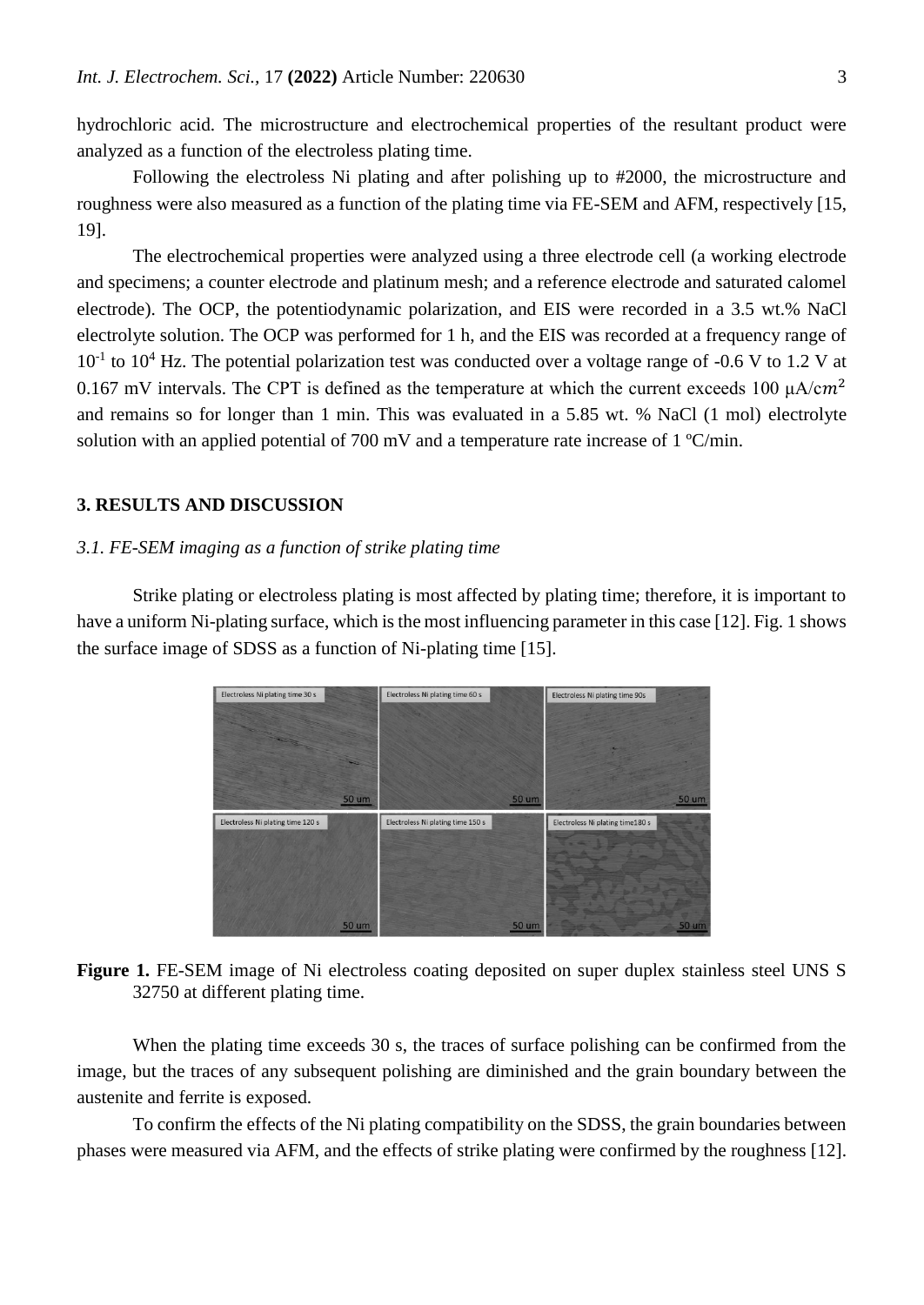hydrochloric acid. The microstructure and electrochemical properties of the resultant product were analyzed as a function of the electroless plating time.

Following the electroless Ni plating and after polishing up to #2000, the microstructure and roughness were also measured as a function of the plating time via FE-SEM and AFM, respectively [15, 19].

The electrochemical properties were analyzed using a three electrode cell (a working electrode and specimens; a counter electrode and platinum mesh; and a reference electrode and saturated calomel electrode). The OCP, the potentiodynamic polarization, and EIS were recorded in a 3.5 wt.% NaCl electrolyte solution. The OCP was performed for 1 h, and the EIS was recorded at a frequency range of $10^{-1}$ to $10^{4}$ Hz. The potential polarization test was conducted over a voltage range of -0.6 V to 1.2 V at 0.167 mV intervals. The CPT is defined as the temperature at which the current exceeds 100 $\mu A/cm^2$ and remains so for longer than 1 min. This was evaluated in a 5.85 wt. % NaCl (1 mol) electrolyte solution with an applied potential of 700 mV and a temperature rate increase of 1 ºC/min.

## 3. RESULTS AND DISCUSSION

### *3.1. FE-SEM imaging as a function of strike plating time*

Strike plating or electroless plating is most affected by plating time; therefore, it is important to have a uniform Ni-plating surface, which is the most influencing parameter in this case [12]. Fig. 1 shows the surface image of SDSS as a function of Ni-plating time [15].

**Figure 1.** FE-SEM image of Ni electroless coating deposited on super duplex stainless steel UNS S 32750 at different plating time.

When the plating time exceeds 30 s, the traces of surface polishing can be confirmed from the image, but the traces of any subsequent polishing are diminished and the grain boundary between the austenite and ferrite is exposed.

To confirm the effects of the Ni plating compatibility on the SDSS, the grain boundaries between phases were measured via AFM, and the effects of strike plating were confirmed by the roughness [12].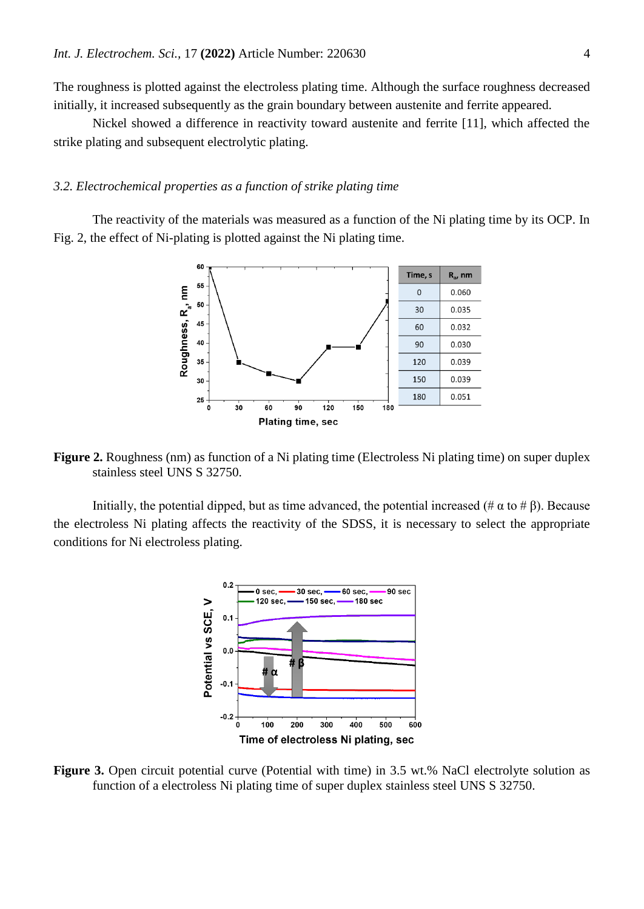The roughness is plotted against the electroless plating time. Although the surface roughness decreased initially, it increased subsequently as the grain boundary between austenite and ferrite appeared.

Nickel showed a difference in reactivity toward austenite and ferrite [11], which affected the strike plating and subsequent electrolytic plating.

### *3.2. Electrochemical properties as a function of strike plating time*

The reactivity of the materials was measured as a function of the Ni plating time by its OCP. In Fig. 2, the effect of Ni-plating is plotted against the Ni plating time.

| Time, s | $R_a$, nm |
|---|---|
| 0 | 0.060 |
| 30 | 0.035 |
| 60 | 0.032 |
| 90 | 0.030 |
| 120 | 0.039 |
| 150 | 0.039 |
| 180 | 0.051 |

**Figure 2.** Roughness (nm) as function of a Ni plating time (Electroless Ni plating time) on super duplex stainless steel UNS S 32750.

Initially, the potential dipped, but as time advanced, the potential increased (# α to # β). Because the electroless Ni plating affects the reactivity of the SDSS, it is necessary to select the appropriate conditions for Ni electroless plating.

**Figure 3.** Open circuit potential curve (Potential with time) in 3.5 wt.% NaCl electrolyte solution as function of a electroless Ni plating time of super duplex stainless steel UNS S 32750.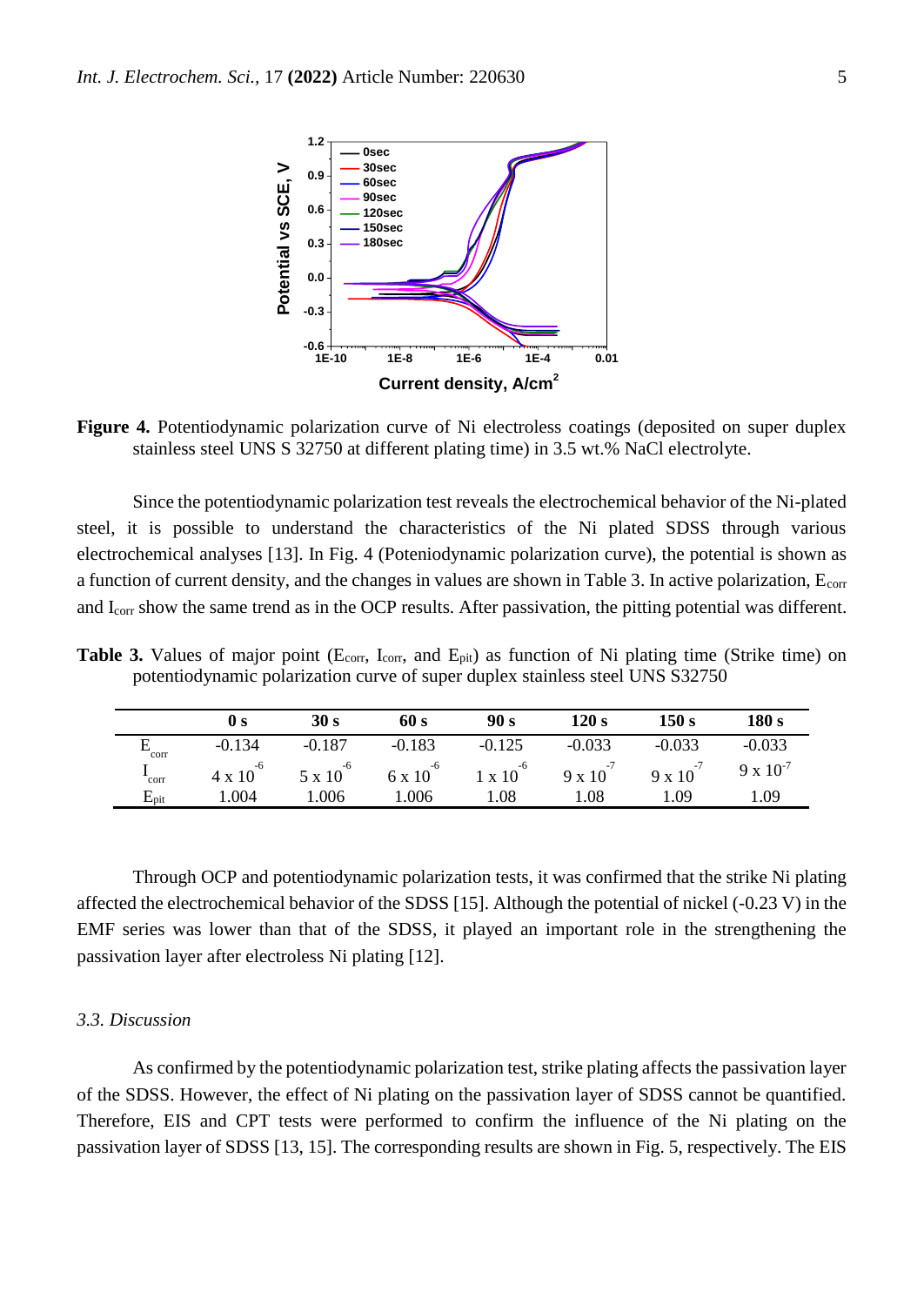**Figure 4.** Potentiodynamic polarization curve of Ni electroless coatings (deposited on super duplex stainless steel UNS S 32750 at different plating time) in 3.5 wt.% NaCl electrolyte.

Since the potentiodynamic polarization test reveals the electrochemical behavior of the Ni-plated steel, it is possible to understand the characteristics of the Ni plated SDSS through various electrochemical analyses [13]. In Fig. 4 (Poteniodynamic polarization curve), the potential is shown as a function of current density, and the changes in values are shown in Table 3. In active polarization, $E_{corr}$ and $I_{corr}$ show the same trend as in the OCP results. After passivation, the pitting potential was different.

**Table 3.** Values of major point ($E_{corr}$, $I_{corr}$, and $E_{pit}$) as function of Ni plating time (Strike time) on potentiodynamic polarization curve of super duplex stainless steel UNS S32750

| | **0 s** | **30 s** | **60 s** | **90 s** | **120 s** | **150 s** | **180 s** |
|---|---|---|---|---|---|---|---|
| $E_{corr}$ | -0.134 | -0.187 | -0.183 | -0.125 | -0.033 | -0.033 | -0.033 |
| $I_{corr}$ | $4 \times 10^{-6}$ | $5 \times 10^{-6}$ | $6 \times 10^{-6}$ | $1 \times 10^{-6}$ | $9 \times 10^{-7}$ | $9 \times 10^{-7}$ | $9 \times 10^{-7}$ |
| $E_{pit}$ | 1.004 | 1.006 | 1.006 | 1.08 | 1.08 | 1.09 | 1.09 |

Through OCP and potentiodynamic polarization tests, it was confirmed that the strike Ni plating affected the electrochemical behavior of the SDSS [15]. Although the potential of nickel (-0.23 V) in the EMF series was lower than that of the SDSS, it played an important role in the strengthening the passivation layer after electroless Ni plating [12].

### *3.3. Discussion*

As confirmed by the potentiodynamic polarization test, strike plating affects the passivation layer of the SDSS. However, the effect of Ni plating on the passivation layer of SDSS cannot be quantified. Therefore, EIS and CPT tests were performed to confirm the influence of the Ni plating on the passivation layer of SDSS [13, 15]. The corresponding results are shown in Fig. 5, respectively. The EIS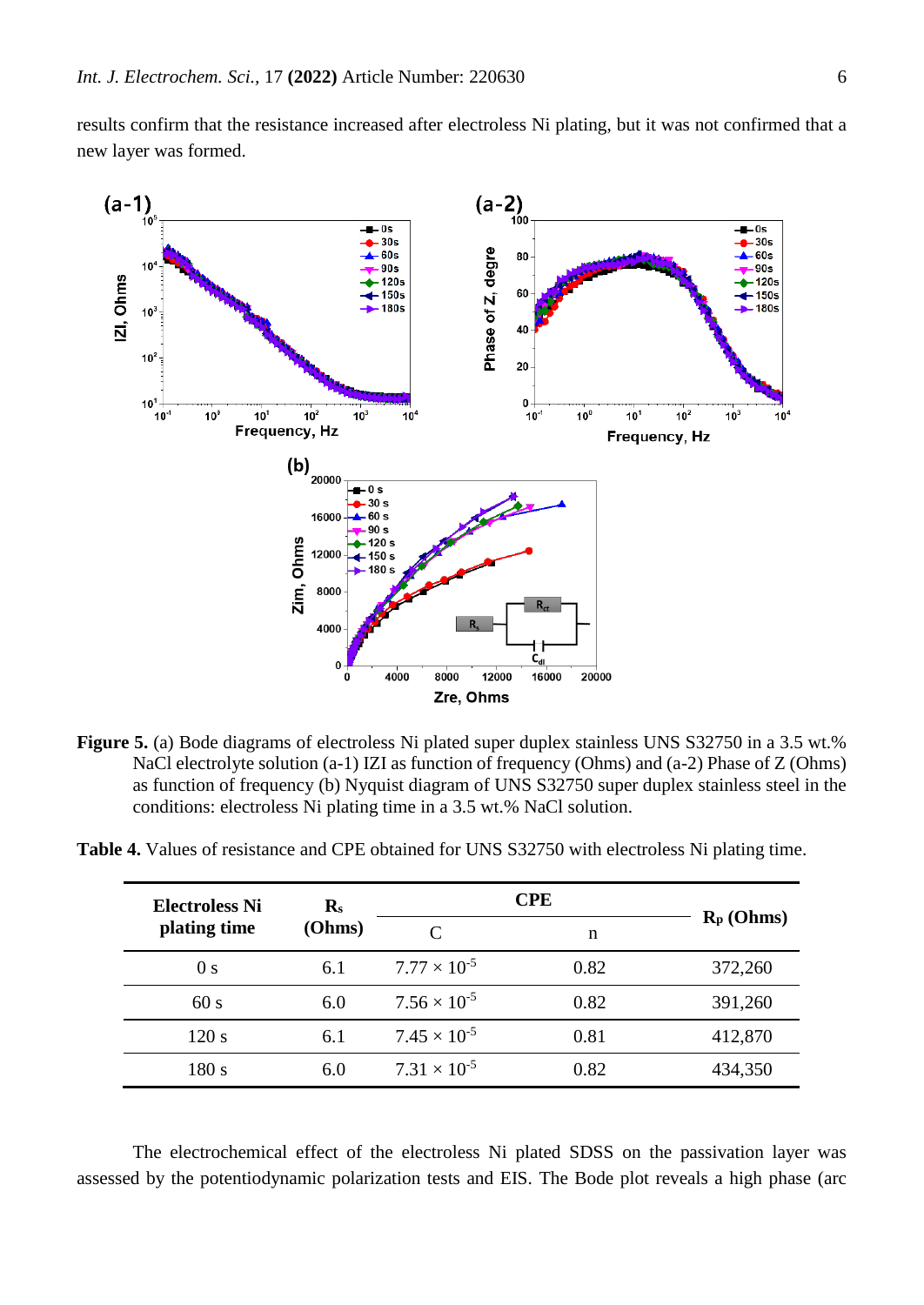results confirm that the resistance increased after electroless Ni plating, but it was not confirmed that a new layer was formed.

**Figure 5.** (a) Bode diagrams of electroless Ni plated super duplex stainless UNS S32750 in a 3.5 wt.% NaCl electrolyte solution (a-1) IZI as function of frequency (Ohms) and (a-2) Phase of Z (Ohms) as function of frequency (b) Nyquist diagram of UNS S32750 super duplex stainless steel in the conditions: electroless Ni plating time in a 3.5 wt.% NaCl solution.

**Table 4.** Values of resistance and CPE obtained for UNS S32750 with electroless Ni plating time.

| Electroless Ni plating time | $R_s$ (Ohms) | CPE | | $R_P$ (Ohms) |
|---|---|---|---|---|
| | | C | n | |
| 0 s | 6.1 | $7.77 \times 10^{-5}$ | 0.82 | 372,260 |
| 60 s | 6.0 | $7.56 \times 10^{-5}$ | 0.82 | 391,260 |
| 120 s | 6.1 | $7.45 \times 10^{-5}$ | 0.81 | 412,870 |
| 180 s | 6.0 | $7.31 \times 10^{-5}$ | 0.82 | 434,350 |

The electrochemical effect of the electroless Ni plated SDSS on the passivation layer was assessed by the potentiodynamic polarization tests and EIS. The Bode plot reveals a high phase (arc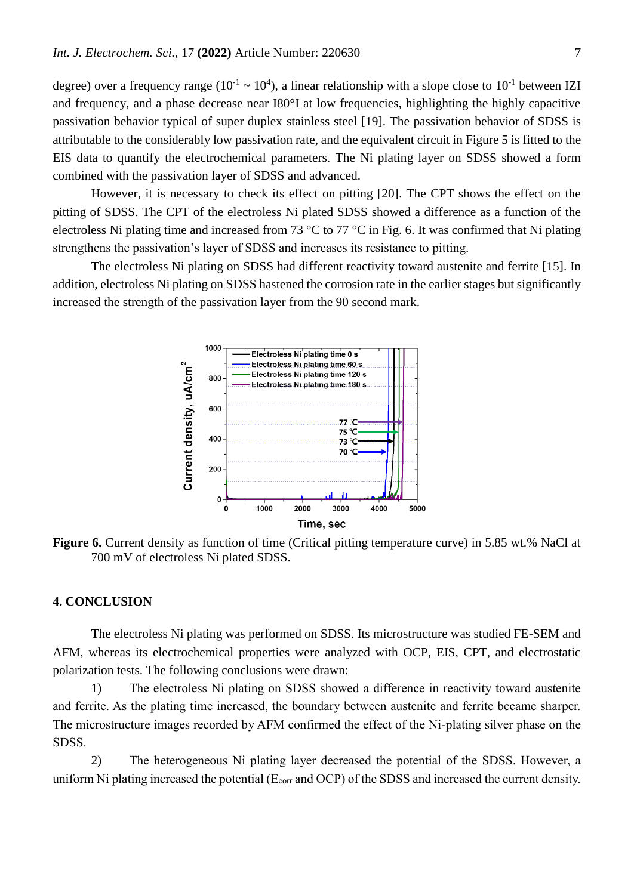degree) over a frequency range ($10^{-1} \sim 10^{4}$), a linear relationship with a slope close to $10^{-1}$ between IZI and frequency, and a phase decrease near I80°I at low frequencies, highlighting the highly capacitive passivation behavior typical of super duplex stainless steel [19]. The passivation behavior of SDSS is attributable to the considerably low passivation rate, and the equivalent circuit in Figure 5 is fitted to the EIS data to quantify the electrochemical parameters. The Ni plating layer on SDSS showed a form combined with the passivation layer of SDSS and advanced.

However, it is necessary to check its effect on pitting [20]. The CPT shows the effect on the pitting of SDSS. The CPT of the electroless Ni plated SDSS showed a difference as a function of the electroless Ni plating time and increased from 73 °C to 77 °C in Fig. 6. It was confirmed that Ni plating strengthens the passivation's layer of SDSS and increases its resistance to pitting.

The electroless Ni plating on SDSS had different reactivity toward austenite and ferrite [15]. In addition, electroless Ni plating on SDSS hastened the corrosion rate in the earlier stages but significantly increased the strength of the passivation layer from the 90 second mark.

**Figure 6.** Current density as function of time (Critical pitting temperature curve) in 5.85 wt.% NaCl at 700 mV of electroless Ni plated SDSS.

## 4. CONCLUSION

The electroless Ni plating was performed on SDSS. Its microstructure was studied FE-SEM and AFM, whereas its electrochemical properties were analyzed with OCP, EIS, CPT, and electrostatic polarization tests. The following conclusions were drawn:

1) The electroless Ni plating on SDSS showed a difference in reactivity toward austenite and ferrite. As the plating time increased, the boundary between austenite and ferrite became sharper. The microstructure images recorded by AFM confirmed the effect of the Ni-plating silver phase on the SDSS.

2) The heterogeneous Ni plating layer decreased the potential of the SDSS. However, a uniform Ni plating increased the potential ($E_{corr}$ and OCP) of the SDSS and increased the current density.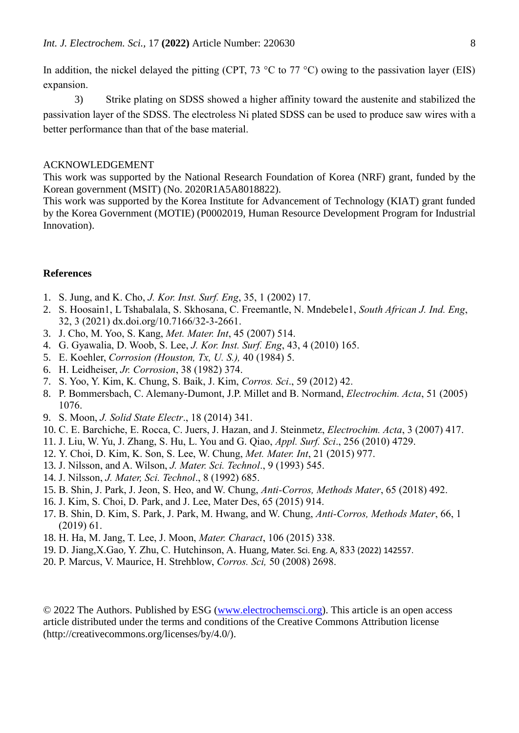In addition, the nickel delayed the pitting (CPT, 73 °C to 77 °C) owing to the passivation layer (EIS) expansion.

3) Strike plating on SDSS showed a higher affinity toward the austenite and stabilized the passivation layer of the SDSS. The electroless Ni plated SDSS can be used to produce saw wires with a better performance than that of the base material.

ACKNOWLEDGEMENT

This work was supported by the National Research Foundation of Korea (NRF) grant, funded by the Korean government (MSIT) (No. 2020R1A5A8018822).

This work was supported by the Korea Institute for Advancement of Technology (KIAT) grant funded by the Korea Government (MOTIE) (P0002019, Human Resource Development Program for Industrial Innovation).

## References

1. S. Jung, and K. Cho, *J. Kor. Inst. Surf. Eng*, 35, 1 (2002) 17.
2. S. Hoosain1, L Tshabalala, S. Skhosana, C. Freemantle, N. Mndebele1, *South African J. Ind. Eng*, 32, 3 (2021) dx.doi.org/10.7166/32-3-2661.
3. J. Cho, M. Yoo, S. Kang, *Met. Mater. Int*, 45 (2007) 514.
4. G. Gyawalia, D. Woob, S. Lee, *J. Kor. Inst. Surf. Eng*, 43, 4 (2010) 165.
5. E. Koehler, *Corrosion (Houston, Tx, U. S.),* 40 (1984) 5.
6. H. Leidheiser, *Jr. Corrosion*, 38 (1982) 374.
7. S. Yoo, Y. Kim, K. Chung, S. Baik, J. Kim, *Corros. Sci*., 59 (2012) 42.
8. P. Bommersbach, C. Alemany-Dumont, J.P. Millet and B. Normand, *Electrochim. Acta*, 51 (2005) 1076.
9. S. Moon, *J. Solid State Electr*., 18 (2014) 341.
10. C. E. Barchiche, E. Rocca, C. Juers, J. Hazan, and J. Steinmetz, *Electrochim. Acta*, 3 (2007) 417.
11. J. Liu, W. Yu, J. Zhang, S. Hu, L. You and G. Qiao, *Appl. Surf. Sci*., 256 (2010) 4729.
12. Y. Choi, D. Kim, K. Son, S. Lee, W. Chung, *Met. Mater. Int*, 21 (2015) 977.
13. J. Nilsson, and A. Wilson, *J. Mater. Sci. Technol*., 9 (1993) 545.
14. J. Nilsson, *J. Mater, Sci. Technol*., 8 (1992) 685.
15. B. Shin, J. Park, J. Jeon, S. Heo, and W. Chung, *Anti-Corros, Methods Mater*, 65 (2018) 492.
16. J. Kim, S. Choi, D. Park, and J. Lee, Mater Des, 65 (2015) 914.
17. B. Shin, D. Kim, S. Park, J. Park, M. Hwang, and W. Chung, *Anti-Corros, Methods Mater*, 66, 1 (2019) 61.
18. H. Ha, M. Jang, T. Lee, J. Moon, *Mater. Charact*, 106 (2015) 338.
19. D. Jiang,X.Gao, Y. Zhu, C. Hutchinson, A. Huang, Mater. Sci. Eng. A, 833 (2022) 142557.
20. P. Marcus, V. Maurice, H. Strehblow, *Corros. Sci,* 50 (2008) 2698.

© 2022 The Authors. Published by ESG (www.electrochemsci.org). This article is an open access article distributed under the terms and conditions of the Creative Commons Attribution license (http://creativecommons.org/licenses/by/4.0/).